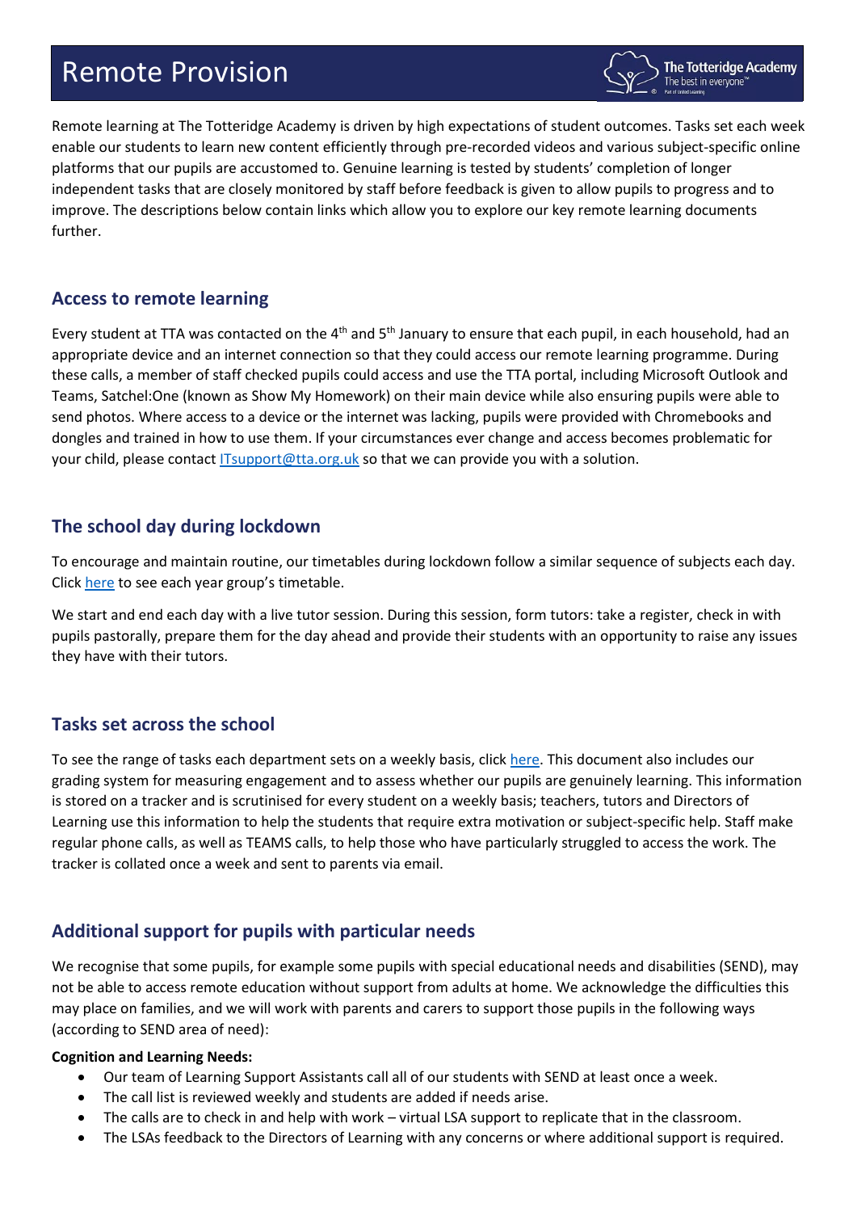# Remote Provision

Remote learning at The Totteridge Academy is driven by high expectations of student outcomes. Tasks set each week enable our students to learn new content efficiently through pre-recorded videos and various subject-specific online platforms that our pupils are accustomed to. Genuine learning is tested by students' completion of longer independent tasks that are closely monitored by staff before feedback is given to allow pupils to progress and to improve. The descriptions below contain links which allow you to explore our key remote learning documents further.

## Access to remote learning

Every student at TTA was contacted on the 4th and 5th January to ensure that each pupil, in each household, had an appropriate device and an internet connection so that they could access our remote learning programme. During these calls, a member of staff checked pupils could access and use the TTA portal, including Microsoft Outlook and Teams, Satchel:One (known as Show My Homework) on their main device while also ensuring pupils were able to send photos. Where access to a device or the internet was lacking, pupils were provided with Chromebooks and dongles and trained in how to use them. If your circumstances ever change and access becomes problematic for your child, please contact ITsupport@tta.org.uk so that we can provide you with a solution.

## The school day during lockdown

To encourage and maintain routine, our timetables during lockdown follow a similar sequence of subjects each day. Click here to see each year group's timetable.

We start and end each day with a live tutor session. During this session, form tutors: take a register, check in with pupils pastorally, prepare them for the day ahead and provide their students with an opportunity to raise any issues they have with their tutors.

## Tasks set across the school

To see the range of tasks each department sets on a weekly basis, click here. This document also includes our grading system for measuring engagement and to assess whether our pupils are genuinely learning. This information is stored on a tracker and is scrutinised for every student on a weekly basis; teachers, tutors and Directors of Learning use this information to help the students that require extra motivation or subject-specific help. Staff make regular phone calls, as well as TEAMS calls, to help those who have particularly struggled to access the work. The tracker is collated once a week and sent to parents via email.

## Additional support for pupils with particular needs

We recognise that some pupils, for example some pupils with special educational needs and disabilities (SEND), may not be able to access remote education without support from adults at home. We acknowledge the difficulties this may place on families, and we will work with parents and carers to support those pupils in the following ways (according to SEND area of need):

**Cognition and Learning Needs:**

- Our team of Learning Support Assistants call all of our students with SEND at least once a week.
- The call list is reviewed weekly and students are added if needs arise.
- The calls are to check in and help with work – virtual LSA support to replicate that in the classroom.
- The LSAs feedback to the Directors of Learning with any concerns or where additional support is required.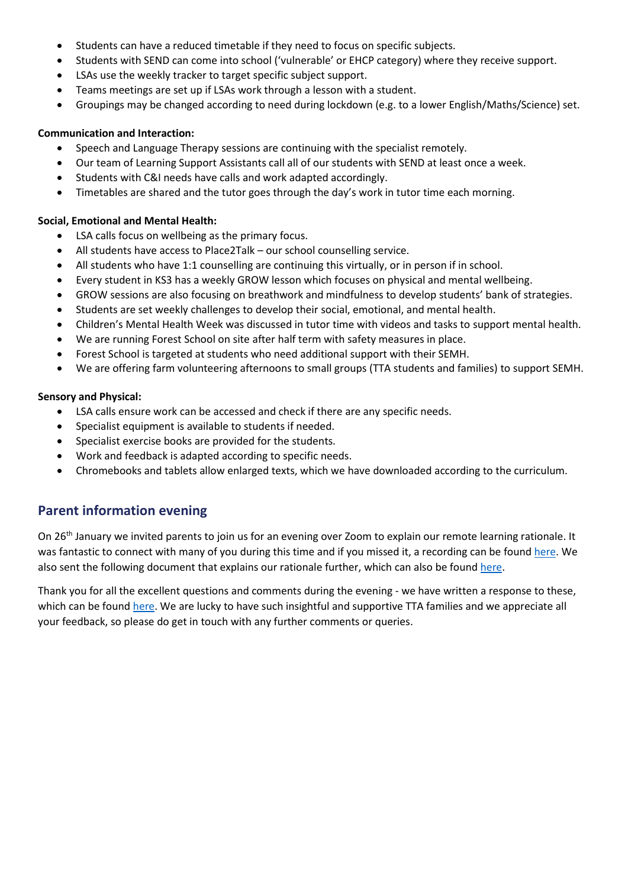- Students can have a reduced timetable if they need to focus on specific subjects.
- Students with SEND can come into school ('vulnerable' or EHCP category) where they receive support.
- LSAs use the weekly tracker to target specific subject support.
- Teams meetings are set up if LSAs work through a lesson with a student.
- Groupings may be changed according to need during lockdown (e.g. to a lower English/Maths/Science) set.

**Communication and Interaction:**

- Speech and Language Therapy sessions are continuing with the specialist remotely.
- Our team of Learning Support Assistants call all of our students with SEND at least once a week.
- Students with C&I needs have calls and work adapted accordingly.
- Timetables are shared and the tutor goes through the day's work in tutor time each morning.

**Social, Emotional and Mental Health:**

- LSA calls focus on wellbeing as the primary focus.
- All students have access to Place2Talk – our school counselling service.
- All students who have 1:1 counselling are continuing this virtually, or in person if in school.
- Every student in KS3 has a weekly GROW lesson which focuses on physical and mental wellbeing.
- GROW sessions are also focusing on breathwork and mindfulness to develop students' bank of strategies.
- Students are set weekly challenges to develop their social, emotional, and mental health.
- Children's Mental Health Week was discussed in tutor time with videos and tasks to support mental health.
- We are running Forest School on site after half term with safety measures in place.
- Forest School is targeted at students who need additional support with their SEMH.
- We are offering farm volunteering afternoons to small groups (TTA students and families) to support SEMH.

**Sensory and Physical:**

- LSA calls ensure work can be accessed and check if there are any specific needs.
- Specialist equipment is available to students if needed.
- Specialist exercise books are provided for the students.
- Work and feedback is adapted according to specific needs.
- Chromebooks and tablets allow enlarged texts, which we have downloaded according to the curriculum.

## Parent information evening

On 26th January we invited parents to join us for an evening over Zoom to explain our remote learning rationale. It was fantastic to connect with many of you during this time and if you missed it, a recording can be found here. We also sent the following document that explains our rationale further, which can also be found here.

Thank you for all the excellent questions and comments during the evening - we have written a response to these, which can be found here. We are lucky to have such insightful and supportive TTA families and we appreciate all your feedback, so please do get in touch with any further comments or queries.